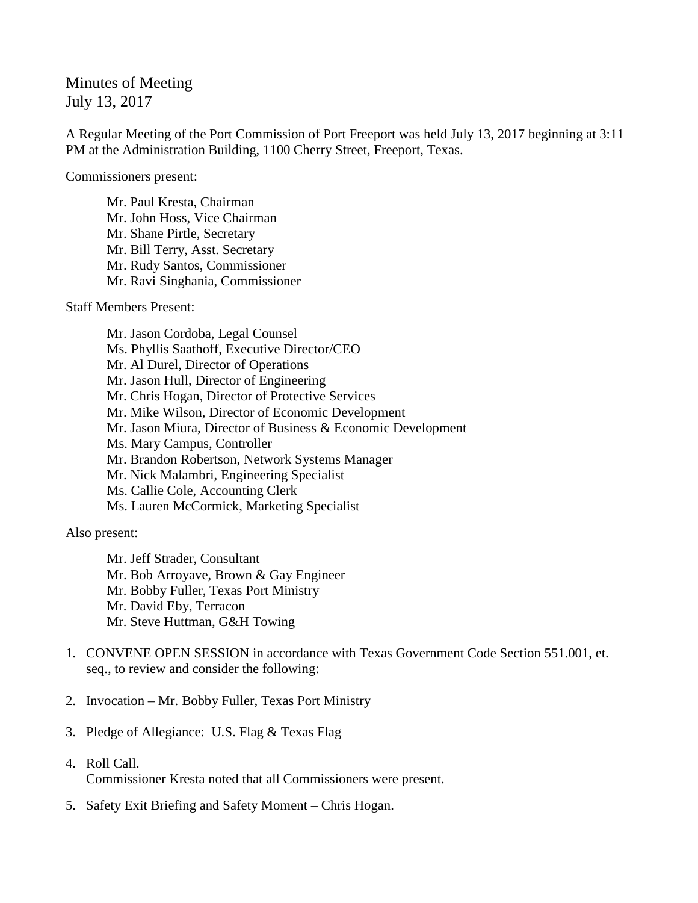# Minutes of Meeting
July 13, 2017

A Regular Meeting of the Port Commission of Port Freeport was held July 13, 2017 beginning at 3:11 PM at the Administration Building, 1100 Cherry Street, Freeport, Texas.

Commissioners present:

Mr. Paul Kresta, Chairman
Mr. John Hoss, Vice Chairman
Mr. Shane Pirtle, Secretary
Mr. Bill Terry, Asst. Secretary
Mr. Rudy Santos, Commissioner
Mr. Ravi Singhania, Commissioner

Staff Members Present:

Mr. Jason Cordoba, Legal Counsel
Ms. Phyllis Saathoff, Executive Director/CEO
Mr. Al Durel, Director of Operations
Mr. Jason Hull, Director of Engineering
Mr. Chris Hogan, Director of Protective Services
Mr. Mike Wilson, Director of Economic Development
Mr. Jason Miura, Director of Business & Economic Development
Ms. Mary Campus, Controller
Mr. Brandon Robertson, Network Systems Manager
Mr. Nick Malambri, Engineering Specialist
Ms. Callie Cole, Accounting Clerk
Ms. Lauren McCormick, Marketing Specialist

Also present:

Mr. Jeff Strader, Consultant
Mr. Bob Arroyave, Brown & Gay Engineer
Mr. Bobby Fuller, Texas Port Ministry
Mr. David Eby, Terracon
Mr. Steve Huttman, G&H Towing

1. CONVENE OPEN SESSION in accordance with Texas Government Code Section 551.001, et. seq., to review and consider the following:

2. Invocation – Mr. Bobby Fuller, Texas Port Ministry

3. Pledge of Allegiance: U.S. Flag & Texas Flag

4. Roll Call.
   Commissioner Kresta noted that all Commissioners were present.

5. Safety Exit Briefing and Safety Moment – Chris Hogan.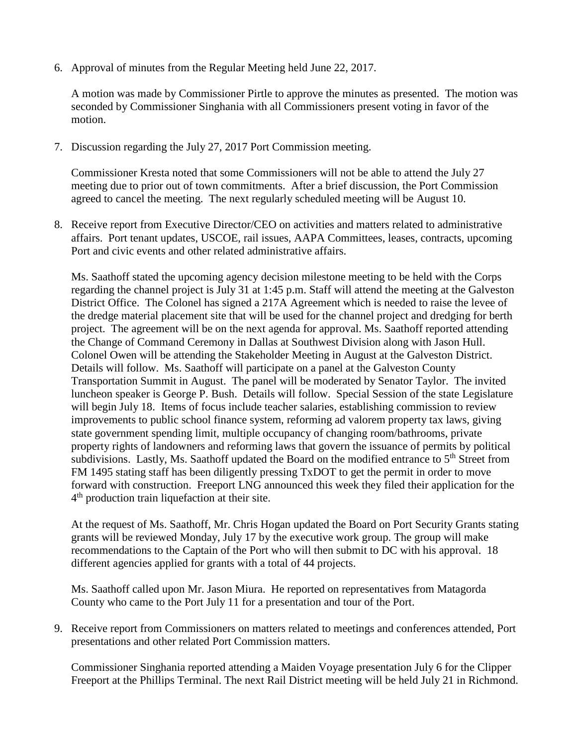6. Approval of minutes from the Regular Meeting held June 22, 2017.

   A motion was made by Commissioner Pirtle to approve the minutes as presented. The motion was seconded by Commissioner Singhania with all Commissioners present voting in favor of the motion.

7. Discussion regarding the July 27, 2017 Port Commission meeting.

   Commissioner Kresta noted that some Commissioners will not be able to attend the July 27 meeting due to prior out of town commitments. After a brief discussion, the Port Commission agreed to cancel the meeting. The next regularly scheduled meeting will be August 10.

8. Receive report from Executive Director/CEO on activities and matters related to administrative affairs. Port tenant updates, USCOE, rail issues, AAPA Committees, leases, contracts, upcoming Port and civic events and other related administrative affairs.

   Ms. Saathoff stated the upcoming agency decision milestone meeting to be held with the Corps regarding the channel project is July 31 at 1:45 p.m. Staff will attend the meeting at the Galveston District Office. The Colonel has signed a 217A Agreement which is needed to raise the levee of the dredge material placement site that will be used for the channel project and dredging for berth project. The agreement will be on the next agenda for approval. Ms. Saathoff reported attending the Change of Command Ceremony in Dallas at Southwest Division along with Jason Hull. Colonel Owen will be attending the Stakeholder Meeting in August at the Galveston District. Details will follow. Ms. Saathoff will participate on a panel at the Galveston County Transportation Summit in August. The panel will be moderated by Senator Taylor. The invited luncheon speaker is George P. Bush. Details will follow. Special Session of the state Legislature will begin July 18. Items of focus include teacher salaries, establishing commission to review improvements to public school finance system, reforming ad valorem property tax laws, giving state government spending limit, multiple occupancy of changing room/bathrooms, private property rights of landowners and reforming laws that govern the issuance of permits by political subdivisions. Lastly, Ms. Saathoff updated the Board on the modified entrance to 5th Street from FM 1495 stating staff has been diligently pressing TxDOT to get the permit in order to move forward with construction. Freeport LNG announced this week they filed their application for the 4th production train liquefaction at their site.

   At the request of Ms. Saathoff, Mr. Chris Hogan updated the Board on Port Security Grants stating grants will be reviewed Monday, July 17 by the executive work group. The group will make recommendations to the Captain of the Port who will then submit to DC with his approval. 18 different agencies applied for grants with a total of 44 projects.

   Ms. Saathoff called upon Mr. Jason Miura. He reported on representatives from Matagorda County who came to the Port July 11 for a presentation and tour of the Port.

9. Receive report from Commissioners on matters related to meetings and conferences attended, Port presentations and other related Port Commission matters.

   Commissioner Singhania reported attending a Maiden Voyage presentation July 6 for the Clipper Freeport at the Phillips Terminal. The next Rail District meeting will be held July 21 in Richmond.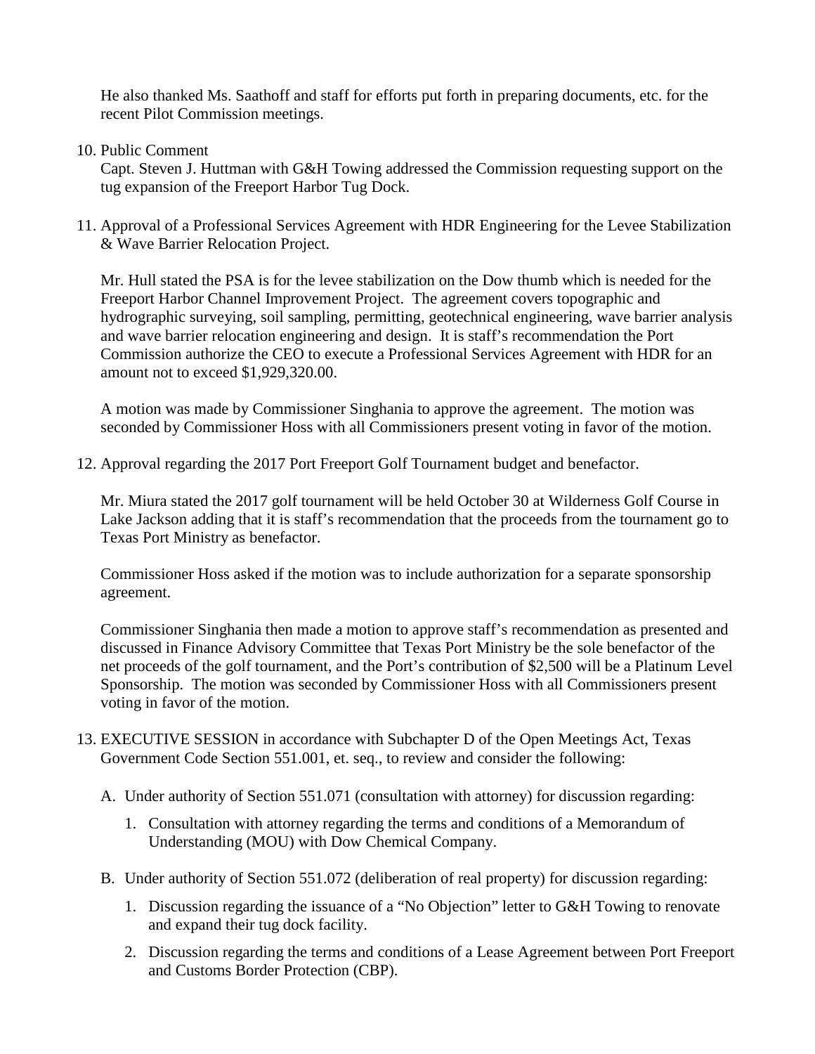He also thanked Ms. Saathoff and staff for efforts put forth in preparing documents, etc. for the recent Pilot Commission meetings.

10. Public Comment

    Capt. Steven J. Huttman with G&H Towing addressed the Commission requesting support on the tug expansion of the Freeport Harbor Tug Dock.

11. Approval of a Professional Services Agreement with HDR Engineering for the Levee Stabilization & Wave Barrier Relocation Project.

    Mr. Hull stated the PSA is for the levee stabilization on the Dow thumb which is needed for the Freeport Harbor Channel Improvement Project. The agreement covers topographic and hydrographic surveying, soil sampling, permitting, geotechnical engineering, wave barrier analysis and wave barrier relocation engineering and design. It is staff's recommendation the Port Commission authorize the CEO to execute a Professional Services Agreement with HDR for an amount not to exceed $1,929,320.00.

    A motion was made by Commissioner Singhania to approve the agreement. The motion was seconded by Commissioner Hoss with all Commissioners present voting in favor of the motion.

12. Approval regarding the 2017 Port Freeport Golf Tournament budget and benefactor.

    Mr. Miura stated the 2017 golf tournament will be held October 30 at Wilderness Golf Course in Lake Jackson adding that it is staff's recommendation that the proceeds from the tournament go to Texas Port Ministry as benefactor.

    Commissioner Hoss asked if the motion was to include authorization for a separate sponsorship agreement.

    Commissioner Singhania then made a motion to approve staff's recommendation as presented and discussed in Finance Advisory Committee that Texas Port Ministry be the sole benefactor of the net proceeds of the golf tournament, and the Port's contribution of $2,500 will be a Platinum Level Sponsorship. The motion was seconded by Commissioner Hoss with all Commissioners present voting in favor of the motion.

13. EXECUTIVE SESSION in accordance with Subchapter D of the Open Meetings Act, Texas Government Code Section 551.001, et. seq., to review and consider the following:

    A. Under authority of Section 551.071 (consultation with attorney) for discussion regarding:

       1. Consultation with attorney regarding the terms and conditions of a Memorandum of Understanding (MOU) with Dow Chemical Company.

    B. Under authority of Section 551.072 (deliberation of real property) for discussion regarding:

       1. Discussion regarding the issuance of a "No Objection" letter to G&H Towing to renovate and expand their tug dock facility.

       2. Discussion regarding the terms and conditions of a Lease Agreement between Port Freeport and Customs Border Protection (CBP).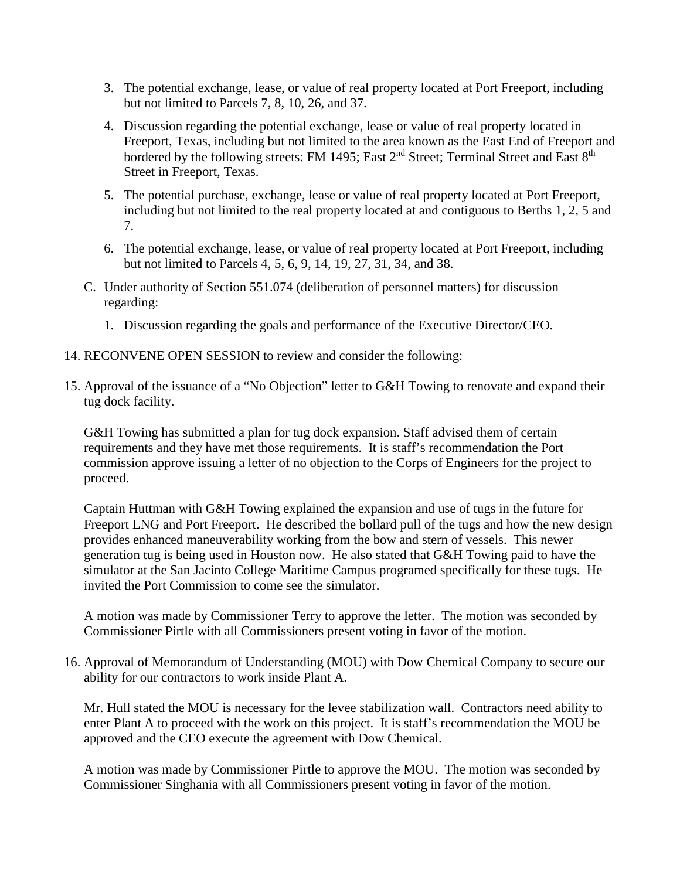3. The potential exchange, lease, or value of real property located at Port Freeport, including but not limited to Parcels 7, 8, 10, 26, and 37.

   4. Discussion regarding the potential exchange, lease or value of real property located in Freeport, Texas, including but not limited to the area known as the East End of Freeport and bordered by the following streets: FM 1495; East 2nd Street; Terminal Street and East 8th Street in Freeport, Texas.

   5. The potential purchase, exchange, lease or value of real property located at Port Freeport, including but not limited to the real property located at and contiguous to Berths 1, 2, 5 and 7.

   6. The potential exchange, lease, or value of real property located at Port Freeport, including but not limited to Parcels 4, 5, 6, 9, 14, 19, 27, 31, 34, and 38.

C. Under authority of Section 551.074 (deliberation of personnel matters) for discussion regarding:

   1. Discussion regarding the goals and performance of the Executive Director/CEO.

14. RECONVENE OPEN SESSION to review and consider the following:

15. Approval of the issuance of a "No Objection" letter to G&H Towing to renovate and expand their tug dock facility.

    G&H Towing has submitted a plan for tug dock expansion. Staff advised them of certain requirements and they have met those requirements. It is staff's recommendation the Port commission approve issuing a letter of no objection to the Corps of Engineers for the project to proceed.

    Captain Huttman with G&H Towing explained the expansion and use of tugs in the future for Freeport LNG and Port Freeport. He described the bollard pull of the tugs and how the new design provides enhanced maneuverability working from the bow and stern of vessels. This newer generation tug is being used in Houston now. He also stated that G&H Towing paid to have the simulator at the San Jacinto College Maritime Campus programed specifically for these tugs. He invited the Port Commission to come see the simulator.

    A motion was made by Commissioner Terry to approve the letter. The motion was seconded by Commissioner Pirtle with all Commissioners present voting in favor of the motion.

16. Approval of Memorandum of Understanding (MOU) with Dow Chemical Company to secure our ability for our contractors to work inside Plant A.

    Mr. Hull stated the MOU is necessary for the levee stabilization wall. Contractors need ability to enter Plant A to proceed with the work on this project. It is staff's recommendation the MOU be approved and the CEO execute the agreement with Dow Chemical.

    A motion was made by Commissioner Pirtle to approve the MOU. The motion was seconded by Commissioner Singhania with all Commissioners present voting in favor of the motion.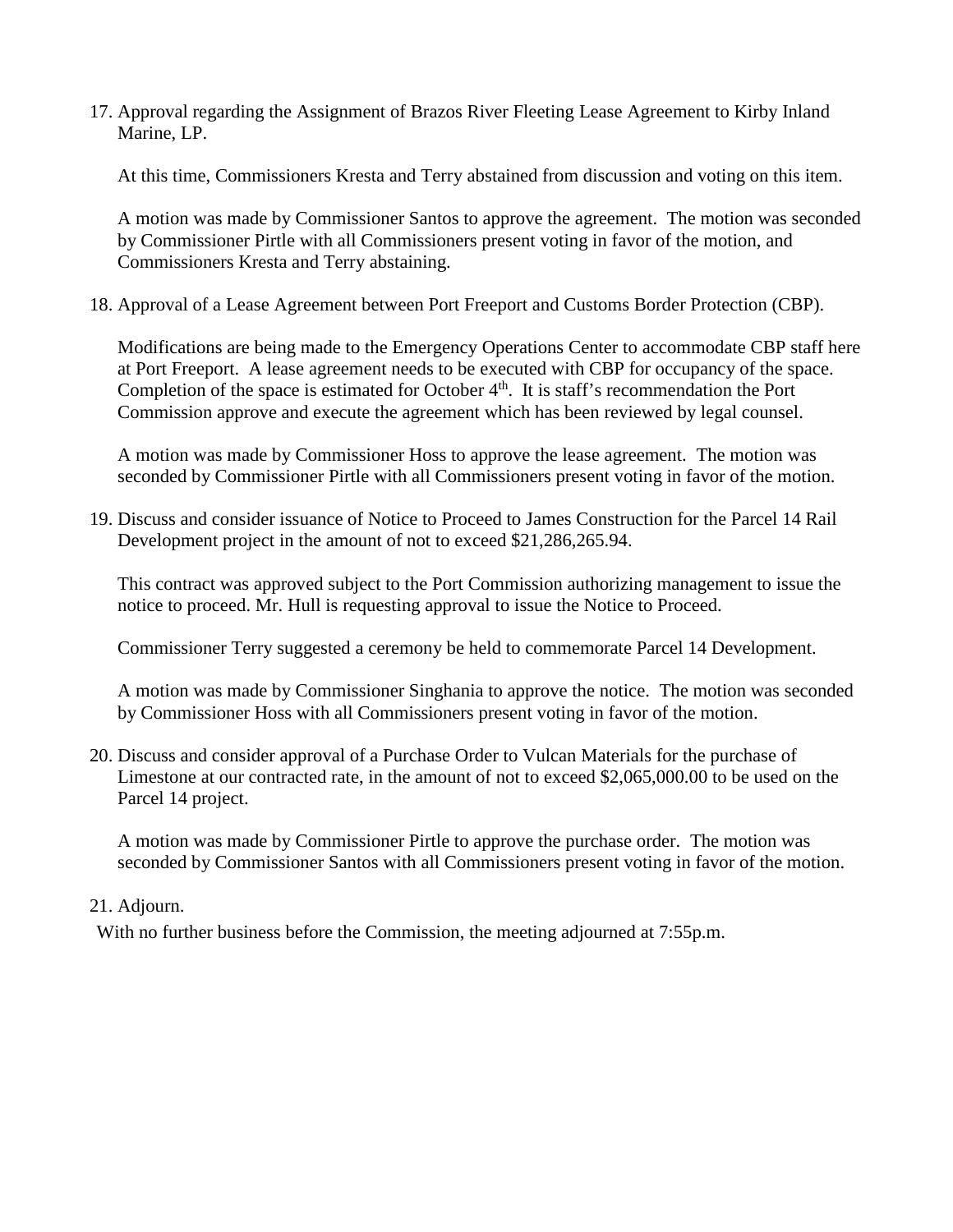17. Approval regarding the Assignment of Brazos River Fleeting Lease Agreement to Kirby Inland Marine, LP.

    At this time, Commissioners Kresta and Terry abstained from discussion and voting on this item.

    A motion was made by Commissioner Santos to approve the agreement. The motion was seconded by Commissioner Pirtle with all Commissioners present voting in favor of the motion, and Commissioners Kresta and Terry abstaining.

18. Approval of a Lease Agreement between Port Freeport and Customs Border Protection (CBP).

    Modifications are being made to the Emergency Operations Center to accommodate CBP staff here at Port Freeport. A lease agreement needs to be executed with CBP for occupancy of the space. Completion of the space is estimated for October 4th. It is staff's recommendation the Port Commission approve and execute the agreement which has been reviewed by legal counsel.

    A motion was made by Commissioner Hoss to approve the lease agreement. The motion was seconded by Commissioner Pirtle with all Commissioners present voting in favor of the motion.

19. Discuss and consider issuance of Notice to Proceed to James Construction for the Parcel 14 Rail Development project in the amount of not to exceed $21,286,265.94.

    This contract was approved subject to the Port Commission authorizing management to issue the notice to proceed. Mr. Hull is requesting approval to issue the Notice to Proceed.

    Commissioner Terry suggested a ceremony be held to commemorate Parcel 14 Development.

    A motion was made by Commissioner Singhania to approve the notice. The motion was seconded by Commissioner Hoss with all Commissioners present voting in favor of the motion.

20. Discuss and consider approval of a Purchase Order to Vulcan Materials for the purchase of Limestone at our contracted rate, in the amount of not to exceed $2,065,000.00 to be used on the Parcel 14 project.

    A motion was made by Commissioner Pirtle to approve the purchase order. The motion was seconded by Commissioner Santos with all Commissioners present voting in favor of the motion.

21. Adjourn.

With no further business before the Commission, the meeting adjourned at 7:55p.m.